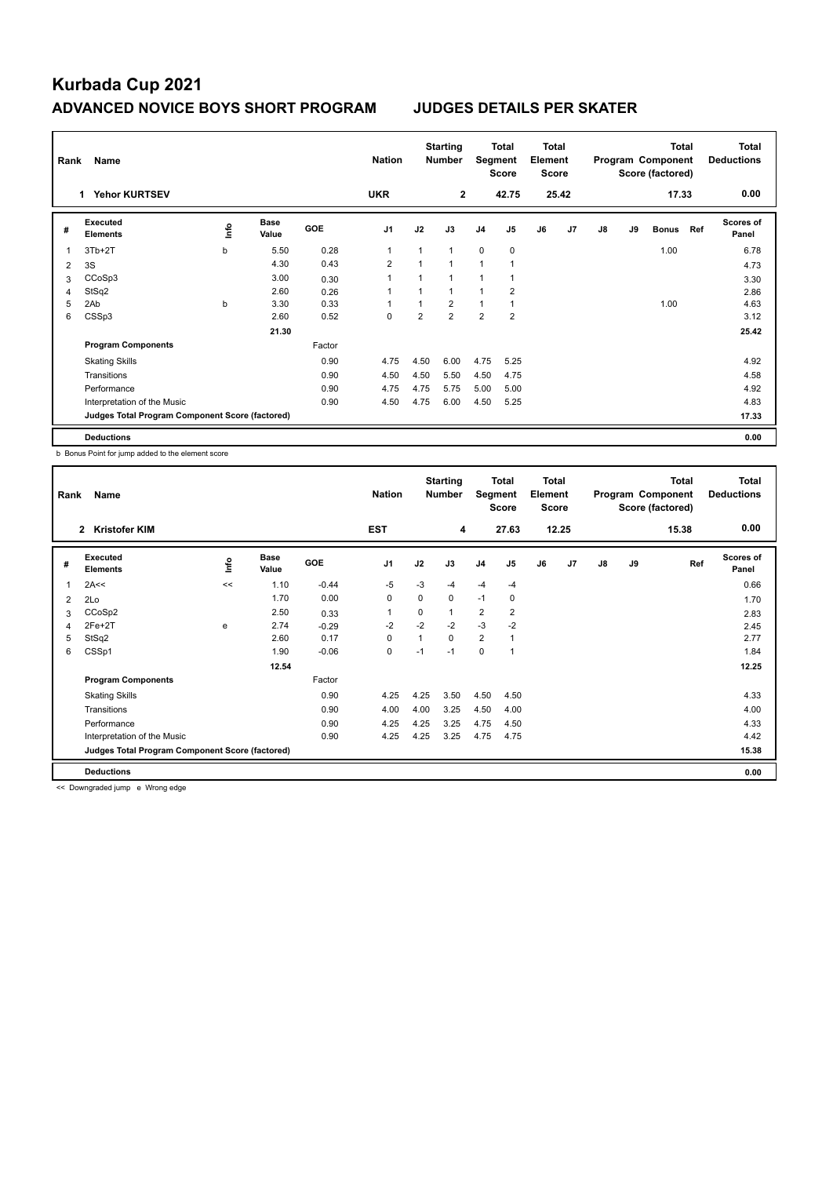# Kurbada Cup 2021

## ADVANCED NOVICE BOYS SHORT PROGRAM JUDGES DETAILS PER SKATER

| Rank | Name | Nation | Starting Number | Total Segment Score | Total Element Score | Total Program Component Score (factored) | Total Deductions |
|---|---|---|---|---|---|---|---|
| 1 | Yehor KURTSEV | UKR | 2 | 42.75 | 25.42 | 17.33 | 0.00 |

| # | Executed Elements | Info | Base Value | GOE | J1 | J2 | J3 | J4 | J5 | J6 | J7 | J8 | J9 | Bonus | Ref | Scores of Panel |
|---|---|---|---|---|---|---|---|---|---|---|---|---|---|---|---|---|
| 1 | 3Tb+2T | b | 5.50 | 0.28 | 1 | 1 | 1 | 0 | 0 | | | | | 1.00 | | 6.78 |
| 2 | 3S | | 4.30 | 0.43 | 2 | 1 | 1 | 1 | 1 | | | | | | | 4.73 |
| 3 | CCoSp3 | | 3.00 | 0.30 | 1 | 1 | 1 | 1 | 1 | | | | | | | 3.30 |
| 4 | StSq2 | | 2.60 | 0.26 | 1 | 1 | 1 | 1 | 2 | | | | | | | 2.86 |
| 5 | 2Ab | b | 3.30 | 0.33 | 1 | 1 | 2 | 1 | 1 | | | | | 1.00 | | 4.63 |
| 6 | CSSp3 | | 2.60 | 0.52 | 0 | 2 | 2 | 2 | 2 | | | | | | | 3.12 |
| | | | 21.30 | | | | | | | | | | | | | 25.42 |
| | **Program Components** | | | Factor | | | | | | | | | | | | |
| | Skating Skills | | | 0.90 | 4.75 | 4.50 | 6.00 | 4.75 | 5.25 | | | | | | | 4.92 |
| | Transitions | | | 0.90 | 4.50 | 4.50 | 5.50 | 4.50 | 4.75 | | | | | | | 4.58 |
| | Performance | | | 0.90 | 4.75 | 4.75 | 5.75 | 5.00 | 5.00 | | | | | | | 4.92 |
| | Interpretation of the Music | | | 0.90 | 4.50 | 4.75 | 6.00 | 4.50 | 5.25 | | | | | | | 4.83 |
| | **Judges Total Program Component Score (factored)** | | | | | | | | | | | | | | | 17.33 |
| | **Deductions** | | | | | | | | | | | | | | | 0.00 |

b Bonus Point for jump added to the element score

| Rank | Name | Nation | Starting Number | Total Segment Score | Total Element Score | Total Program Component Score (factored) | Total Deductions |
|---|---|---|---|---|---|---|---|
| 2 | Kristofer KIM | EST | 4 | 27.63 | 12.25 | 15.38 | 0.00 |

| # | Executed Elements | Info | Base Value | GOE | J1 | J2 | J3 | J4 | J5 | J6 | J7 | J8 | J9 | Ref | Scores of Panel |
|---|---|---|---|---|---|---|---|---|---|---|---|---|---|---|---|
| 1 | 2A<< | << | 1.10 | -0.44 | -5 | -3 | -4 | -4 | -4 | | | | | | 0.66 |
| 2 | 2Lo | | 1.70 | 0.00 | 0 | 0 | 0 | -1 | 0 | | | | | | 1.70 |
| 3 | CCoSp2 | | 2.50 | 0.33 | 1 | 0 | 1 | 2 | 2 | | | | | | 2.83 |
| 4 | 2Fe+2T | e | 2.74 | -0.29 | -2 | -2 | -2 | -3 | -2 | | | | | | 2.45 |
| 5 | StSq2 | | 2.60 | 0.17 | 0 | 1 | 0 | 2 | 1 | | | | | | 2.77 |
| 6 | CSSp1 | | 1.90 | -0.06 | 0 | -1 | -1 | 0 | 1 | | | | | | 1.84 |
| | | | 12.54 | | | | | | | | | | | | 12.25 |
| | **Program Components** | | | Factor | | | | | | | | | | | |
| | Skating Skills | | | 0.90 | 4.25 | 4.25 | 3.50 | 4.50 | 4.50 | | | | | | 4.33 |
| | Transitions | | | 0.90 | 4.00 | 4.00 | 3.25 | 4.50 | 4.00 | | | | | | 4.00 |
| | Performance | | | 0.90 | 4.25 | 4.25 | 3.25 | 4.75 | 4.50 | | | | | | 4.33 |
| | Interpretation of the Music | | | 0.90 | 4.25 | 4.25 | 3.25 | 4.75 | 4.75 | | | | | | 4.42 |
| | **Judges Total Program Component Score (factored)** | | | | | | | | | | | | | | 15.38 |
| | **Deductions** | | | | | | | | | | | | | | 0.00 |

<< Downgraded jump e Wrong edge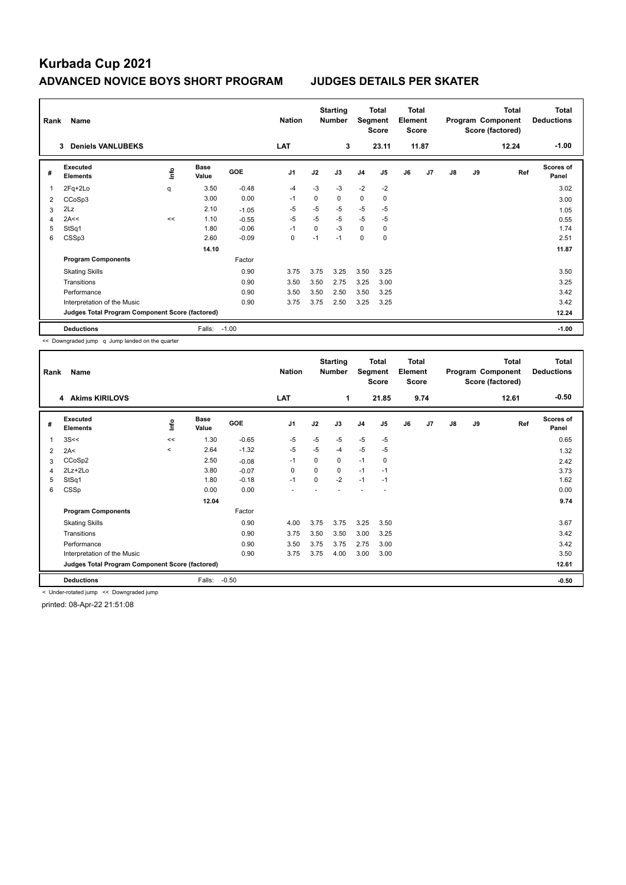# Kurbada Cup 2021

## ADVANCED NOVICE BOYS SHORT PROGRAM JUDGES DETAILS PER SKATER

| Rank | Name | Nation | Starting Number | Total Segment Score | Total Element Score | Total Program Component Score (factored) | Total Deductions |
|---|---|---|---|---|---|---|---|
| 3 | Deniels VANLUBEKS | LAT | 3 | 23.11 | 11.87 | 12.24 | -1.00 |

| # | Executed Elements | Info | Base Value | GOE | J1 | J2 | J3 | J4 | J5 | J6 | J7 | J8 | J9 | Ref | Scores of Panel |
|---|---|---|---|---|---|---|---|---|---|---|---|---|---|---|---|
| 1 | 2Fq+2Lo | q | 3.50 | -0.48 | -4 | -3 | -3 | -2 | -2 | | | | | | 3.02 |
| 2 | CCoSp3 | | 3.00 | 0.00 | -1 | 0 | 0 | 0 | 0 | | | | | | 3.00 |
| 3 | 2Lz | | 2.10 | -1.05 | -5 | -5 | -5 | -5 | -5 | | | | | | 1.05 |
| 4 | 2A<< | << | 1.10 | -0.55 | -5 | -5 | -5 | -5 | -5 | | | | | | 0.55 |
| 5 | StSq1 | | 1.80 | -0.06 | -1 | 0 | -3 | 0 | 0 | | | | | | 1.74 |
| 6 | CSSp3 | | 2.60 | -0.09 | 0 | -1 | -1 | 0 | 0 | | | | | | 2.51 |
| | | | 14.10 | | | | | | | | | | | | 11.87 |
| | **Program Components** | | | Factor | | | | | | | | | | | |
| | Skating Skills | | | 0.90 | 3.75 | 3.75 | 3.25 | 3.50 | 3.25 | | | | | | 3.50 |
| | Transitions | | | 0.90 | 3.50 | 3.50 | 2.75 | 3.25 | 3.00 | | | | | | 3.25 |
| | Performance | | | 0.90 | 3.50 | 3.50 | 2.50 | 3.50 | 3.25 | | | | | | 3.42 |
| | Interpretation of the Music | | | 0.90 | 3.75 | 3.75 | 2.50 | 3.25 | 3.25 | | | | | | 3.42 |
| | **Judges Total Program Component Score (factored)** | | | | | | | | | | | | | | 12.24 |
| | **Deductions** | | Falls: | -1.00 | | | | | | | | | | | -1.00 |

<< Downgraded jump q Jump landed on the quarter

| Rank | Name | Nation | Starting Number | Total Segment Score | Total Element Score | Total Program Component Score (factored) | Total Deductions |
|---|---|---|---|---|---|---|---|
| 4 | Akims KIRILOVS | LAT | 1 | 21.85 | 9.74 | 12.61 | -0.50 |

| # | Executed Elements | Info | Base Value | GOE | J1 | J2 | J3 | J4 | J5 | J6 | J7 | J8 | J9 | Ref | Scores of Panel |
|---|---|---|---|---|---|---|---|---|---|---|---|---|---|---|---|
| 1 | 3S<< | << | 1.30 | -0.65 | -5 | -5 | -5 | -5 | -5 | | | | | | 0.65 |
| 2 | 2A< | < | 2.64 | -1.32 | -5 | -5 | -4 | -5 | -5 | | | | | | 1.32 |
| 3 | CCoSp2 | | 2.50 | -0.08 | -1 | 0 | 0 | -1 | 0 | | | | | | 2.42 |
| 4 | 2Lz+2Lo | | 3.80 | -0.07 | 0 | 0 | 0 | -1 | -1 | | | | | | 3.73 |
| 5 | StSq1 | | 1.80 | -0.18 | -1 | 0 | -2 | -1 | -1 | | | | | | 1.62 |
| 6 | CSSp | | 0.00 | 0.00 | - | - | - | - | - | | | | | | 0.00 |
| | | | 12.04 | | | | | | | | | | | | 9.74 |
| | **Program Components** | | | Factor | | | | | | | | | | | |
| | Skating Skills | | | 0.90 | 4.00 | 3.75 | 3.75 | 3.25 | 3.50 | | | | | | 3.67 |
| | Transitions | | | 0.90 | 3.75 | 3.50 | 3.50 | 3.00 | 3.25 | | | | | | 3.42 |
| | Performance | | | 0.90 | 3.50 | 3.75 | 3.75 | 2.75 | 3.00 | | | | | | 3.42 |
| | Interpretation of the Music | | | 0.90 | 3.75 | 3.75 | 4.00 | 3.00 | 3.00 | | | | | | 3.50 |
| | **Judges Total Program Component Score (factored)** | | | | | | | | | | | | | | 12.61 |
| | **Deductions** | | Falls: | -0.50 | | | | | | | | | | | -0.50 |

< Under-rotated jump << Downgraded jump

printed: 08-Apr-22 21:51:08